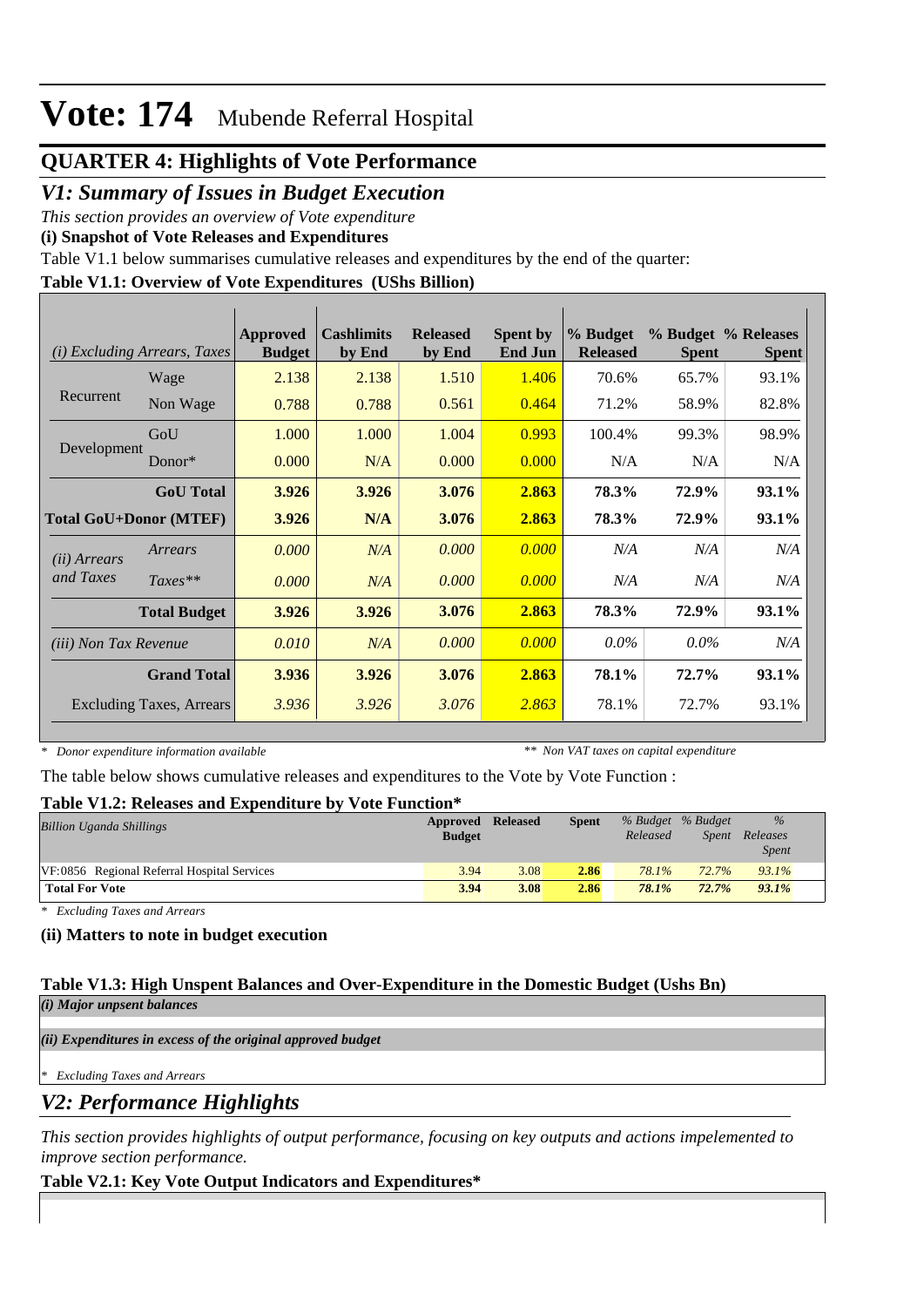# Vote: 174 Mubende Referral Hospital

## QUARTER 4: Highlights of Vote Performance

## *V1: Summary of Issues in Budget Execution*

*This section provides an overview of Vote expenditure*

**(i) Snapshot of Vote Releases and Expenditures**

Table V1.1 below summarises cumulative releases and expenditures by the end of the quarter:

**Table V1.1: Overview of Vote Expenditures (UShs Billion)**

| *(i) Excluding Arrears, Taxes* | | Approved Budget | Cashlimits by End | Released by End | Spent by End Jun | % Budget Released | % Budget Spent | % Releases Spent |
|---|---|---|---|---|---|---|---|---|
| Recurrent | Wage | 2.138 | 2.138 | 1.510 | 1.406 | 70.6% | 65.7% | 93.1% |
| | Non Wage | 0.788 | 0.788 | 0.561 | 0.464 | 71.2% | 58.9% | 82.8% |
| Development | GoU | 1.000 | 1.000 | 1.004 | 0.993 | 100.4% | 99.3% | 98.9% |
| | Donor* | 0.000 | N/A | 0.000 | 0.000 | N/A | N/A | N/A |
| | **GoU Total** | **3.926** | **3.926** | **3.076** | **2.863** | **78.3%** | **72.9%** | **93.1%** |
| **Total GoU+Donor (MTEF)** | | **3.926** | **N/A** | **3.076** | **2.863** | **78.3%** | **72.9%** | **93.1%** |
| *(ii) Arrears and Taxes* | *Arrears* | *0.000* | *N/A* | *0.000* | *0.000* | *N/A* | *N/A* | *N/A* |
| | *Taxes*** | *0.000* | *N/A* | *0.000* | *0.000* | *N/A* | *N/A* | *N/A* |
| | **Total Budget** | **3.926** | **3.926** | **3.076** | **2.863** | **78.3%** | **72.9%** | **93.1%** |
| *(iii) Non Tax Revenue* | | *0.010* | *N/A* | *0.000* | *0.000* | *0.0%* | *0.0%* | *N/A* |
| | **Grand Total** | **3.936** | **3.926** | **3.076** | **2.863** | **78.1%** | **72.7%** | **93.1%** |
| | Excluding Taxes, Arrears | *3.936* | *3.926* | *3.076* | *2.863* | 78.1% | 72.7% | 93.1% |

*\* Donor expenditure information available* &nbsp;&nbsp;&nbsp; *\*\* Non VAT taxes on capital expenditure*

The table below shows cumulative releases and expenditures to the Vote by Vote Function :

**Table V1.2: Releases and Expenditure by Vote Function***

| *Billion Uganda Shillings* | Approved Budget | Released | Spent | *% Budget Released* | *% Budget Spent* | *% Releases Spent* |
|---|---|---|---|---|---|---|
| VF:0856 Regional Referral Hospital Services | 3.94 | 3.08 | **2.86** | *78.1%* | *72.7%* | *93.1%* |
| **Total For Vote** | **3.94** | **3.08** | **2.86** | ***78.1%*** | ***72.7%*** | ***93.1%*** |

*\* Excluding Taxes and Arrears*

**(ii) Matters to note in budget execution**

**Table V1.3: High Unspent Balances and Over-Expenditure in the Domestic Budget (Ushs Bn)**

***(i) Major unpsent balances***

***(ii) Expenditures in excess of the original approved budget***

*\* Excluding Taxes and Arrears*

## *V2: Performance Highlights*

*This section provides highlights of output performance, focusing on key outputs and actions impelemented to improve section performance.*

**Table V2.1: Key Vote Output Indicators and Expenditures***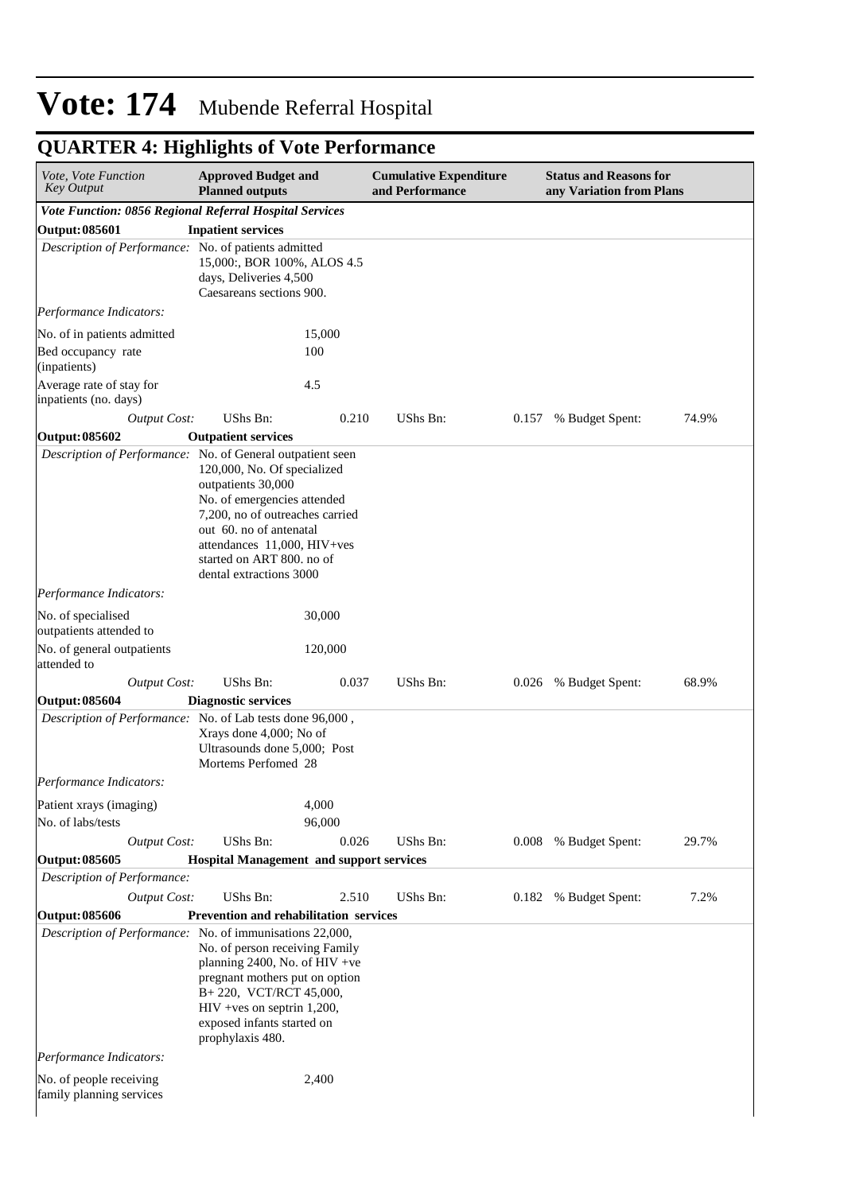# Vote: 174 Mubende Referral Hospital

## QUARTER 4: Highlights of Vote Performance

| *Vote, Vote Function Key Output* | **Approved Budget and Planned outputs** | | **Cumulative Expenditure and Performance** | | **Status and Reasons for any Variation from Plans** | |
|---|---|---|---|---|---|---|
| ***Vote Function: 0856 Regional Referral Hospital Services*** | | | | | | |
| **Output: 085601** | **Inpatient services** | | | | | |
| *Description of Performance:* | No. of patients admitted 15,000:, BOR 100%, ALOS 4.5 days, Deliveries 4,500 Caesareans sections 900. | | | | | |
| *Performance Indicators:* | | | | | | |
| No. of in patients admitted | | 15,000 | | | | |
| Bed occupancy rate (inpatients) | | 100 | | | | |
| Average rate of stay for inpatients (no. days) | | 4.5 | | | | |
| *Output Cost:* | UShs Bn: | 0.210 | UShs Bn: | 0.157 | % Budget Spent: | 74.9% |
| **Output: 085602** | **Outpatient services** | | | | | |
| *Description of Performance:* | No. of General outpatient seen 120,000, No. Of specialized outpatients 30,000 No. of emergencies attended 7,200, no of outreaches carried out 60. no of antenatal attendances 11,000, HIV+ves started on ART 800. no of dental extractions 3000 | | | | | |
| *Performance Indicators:* | | | | | | |
| No. of specialised outpatients attended to | | 30,000 | | | | |
| No. of general outpatients attended to | | 120,000 | | | | |
| *Output Cost:* | UShs Bn: | 0.037 | UShs Bn: | 0.026 | % Budget Spent: | 68.9% |
| **Output: 085604** | **Diagnostic services** | | | | | |
| *Description of Performance:* | No. of Lab tests done 96,000 , Xrays done 4,000; No of Ultrasounds done 5,000; Post Mortems Perfomed 28 | | | | | |
| *Performance Indicators:* | | | | | | |
| Patient xrays (imaging) | | 4,000 | | | | |
| No. of labs/tests | | 96,000 | | | | |
| *Output Cost:* | UShs Bn: | 0.026 | UShs Bn: | 0.008 | % Budget Spent: | 29.7% |
| **Output: 085605** | **Hospital Management and support services** | | | | | |
| *Description of Performance:* | | | | | | |
| *Output Cost:* | UShs Bn: | 2.510 | UShs Bn: | 0.182 | % Budget Spent: | 7.2% |
| **Output: 085606** | **Prevention and rehabilitation services** | | | | | |
| *Description of Performance:* | No. of immunisations 22,000, No. of person receiving Family planning 2400, No. of HIV +ve pregnant mothers put on option B+ 220, VCT/RCT 45,000, HIV +ves on septrin 1,200, exposed infants started on prophylaxis 480. | | | | | |
| *Performance Indicators:* | | | | | | |
| No. of people receiving family planning services | | 2,400 | | | | |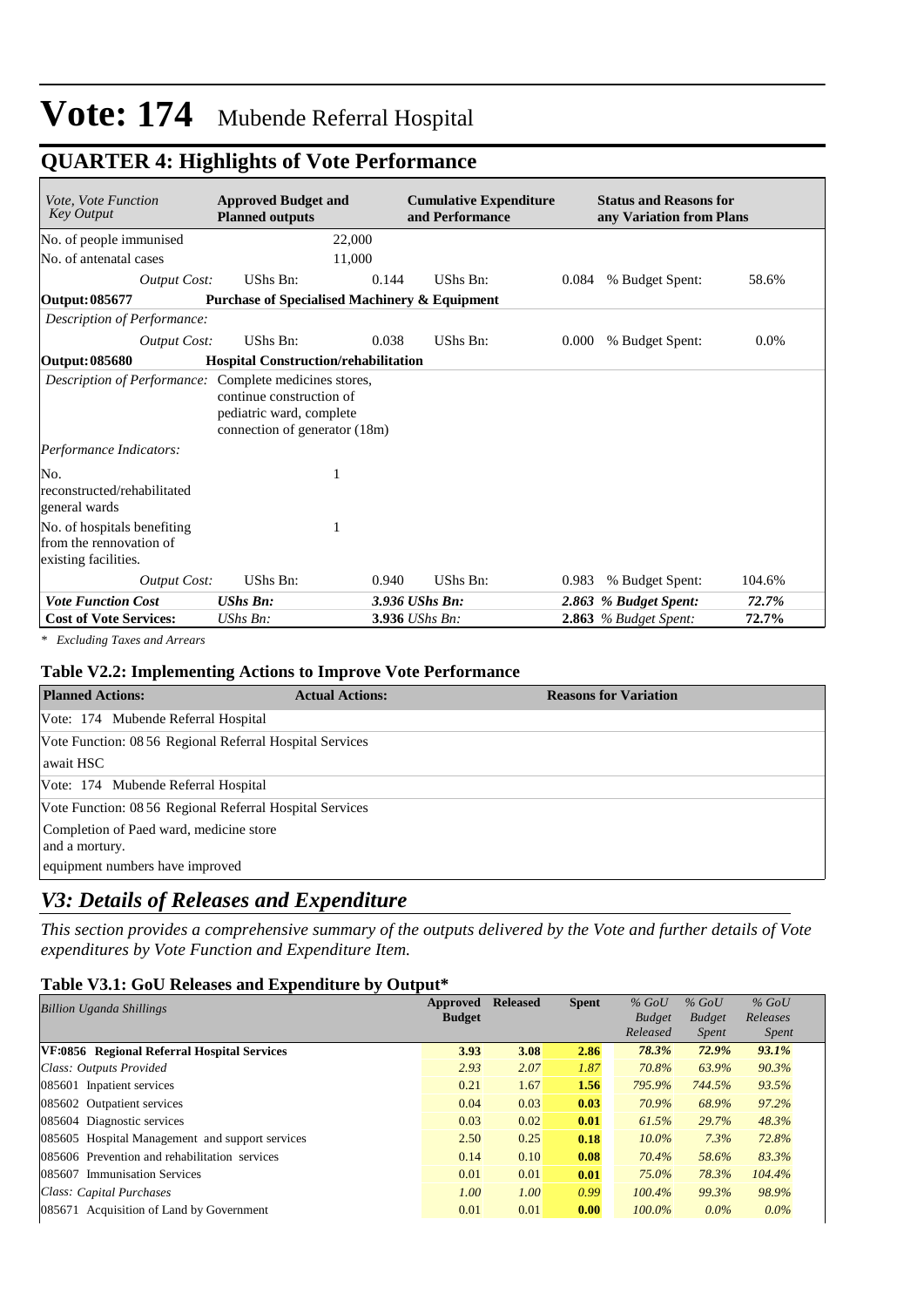# Vote: 174 Mubende Referral Hospital

## QUARTER 4: Highlights of Vote Performance

| *Vote, Vote Function Key Output* | **Approved Budget and Planned outputs** | | **Cumulative Expenditure and Performance** | | **Status and Reasons for any Variation from Plans** | |
|---|---|---|---|---|---|---|
| No. of people immunised | | 22,000 | | | | |
| No. of antenatal cases | | 11,000 | | | | |
| *Output Cost:* | UShs Bn: | 0.144 | UShs Bn: | 0.084 | % Budget Spent: | 58.6% |
| **Output: 085677** | **Purchase of Specialised Machinery & Equipment** | | | | | |
| *Description of Performance:* | | | | | | |
| *Output Cost:* | UShs Bn: | 0.038 | UShs Bn: | 0.000 | % Budget Spent: | 0.0% |
| **Output: 085680** | **Hospital Construction/rehabilitation** | | | | | |
| *Description of Performance:* | Complete medicines stores, continue construction of pediatric ward, complete connection of generator (18m) | | | | | |
| *Performance Indicators:* | | | | | | |
| No. reconstructed/rehabilitated general wards | | 1 | | | | |
| No. of hospitals benefiting from the rennovation of existing facilities. | | 1 | | | | |
| *Output Cost:* | UShs Bn: | 0.940 | UShs Bn: | 0.983 | % Budget Spent: | 104.6% |
| ***Vote Function Cost*** | ***UShs Bn:*** | ***3.936 UShs Bn:*** | | ***2.863*** | ***% Budget Spent:*** | ***72.7%*** |
| **Cost of Vote Services:** | *UShs Bn:* | **3.936** *UShs Bn:* | | **2.863** | *% Budget Spent:* | **72.7%** |

*\* Excluding Taxes and Arrears*

### Table V2.2: Implementing Actions to Improve Vote Performance

| Planned Actions: | Actual Actions: | Reasons for Variation |
|---|---|---|
| Vote: 174 Mubende Referral Hospital | | |
| Vote Function: 08 56 Regional Referral Hospital Services | | |
| await HSC | | |
| Vote: 174 Mubende Referral Hospital | | |
| Vote Function: 08 56 Regional Referral Hospital Services | | |
| Completion of Paed ward, medicine store and a mortury. | | |
| equipment numbers have improved | | |

## *V3: Details of Releases and Expenditure*

*This section provides a comprehensive summary of the outputs delivered by the Vote and further details of Vote expenditures by Vote Function and Expenditure Item.*

### Table V3.1: GoU Releases and Expenditure by Output*

| *Billion Uganda Shillings* | Approved Budget | Released | Spent | *% GoU Budget Released* | *% GoU Budget Spent* | *% GoU Releases Spent* |
|---|---|---|---|---|---|---|
| **VF:0856 Regional Referral Hospital Services** | **3.93** | **3.08** | **2.86** | ***78.3%*** | ***72.9%*** | ***93.1%*** |
| *Class: Outputs Provided* | *2.93* | *2.07* | *1.87* | *70.8%* | *63.9%* | *90.3%* |
| 085601 Inpatient services | 0.21 | 1.67 | **1.56** | *795.9%* | *744.5%* | *93.5%* |
| 085602 Outpatient services | 0.04 | 0.03 | **0.03** | *70.9%* | *68.9%* | *97.2%* |
| 085604 Diagnostic services | 0.03 | 0.02 | **0.01** | *61.5%* | *29.7%* | *48.3%* |
| 085605 Hospital Management and support services | 2.50 | 0.25 | **0.18** | *10.0%* | *7.3%* | *72.8%* |
| 085606 Prevention and rehabilitation services | 0.14 | 0.10 | **0.08** | *70.4%* | *58.6%* | *83.3%* |
| 085607 Immunisation Services | 0.01 | 0.01 | **0.01** | *75.0%* | *78.3%* | *104.4%* |
| *Class: Capital Purchases* | *1.00* | *1.00* | *0.99* | *100.4%* | *99.3%* | *98.9%* |
| 085671 Acquisition of Land by Government | 0.01 | 0.01 | **0.00** | *100.0%* | *0.0%* | *0.0%* |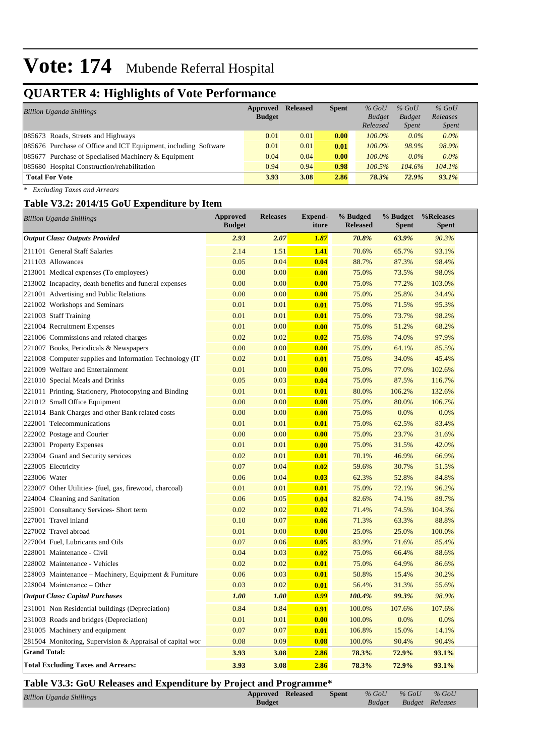# Vote: 174 Mubende Referral Hospital

## QUARTER 4: Highlights of Vote Performance

| *Billion Uganda Shillings* | Approved Budget | Released | Spent | *% GoU Budget Released* | *% GoU Budget Spent* | *% GoU Releases Spent* |
|---|---|---|---|---|---|---|
| 085673 Roads, Streets and Highways | 0.01 | 0.01 | **0.00** | *100.0%* | *0.0%* | *0.0%* |
| 085676 Purchase of Office and ICT Equipment, including Software | 0.01 | 0.01 | **0.01** | *100.0%* | *98.9%* | *98.9%* |
| 085677 Purchase of Specialised Machinery & Equipment | 0.04 | 0.04 | **0.00** | *100.0%* | *0.0%* | *0.0%* |
| 085680 Hospital Construction/rehabilitation | 0.94 | 0.94 | **0.98** | *100.5%* | *104.6%* | *104.1%* |
| **Total For Vote** | **3.93** | **3.08** | **2.86** | ***78.3%*** | ***72.9%*** | ***93.1%*** |

*\* Excluding Taxes and Arrears*

### Table V3.2: 2014/15 GoU Expenditure by Item

| *Billion Uganda Shillings* | Approved Budget | Releases | Expend-iture | % Budged Released | % Budget Spent | %Releases Spent |
|---|---|---|---|---|---|---|
| ***Output Class: Outputs Provided*** | ***2.93*** | ***2.07*** | ***1.87*** | ***70.8%*** | ***63.9%*** | ***90.3%*** |
| 211101 General Staff Salaries | 2.14 | 1.51 | **1.41** | 70.6% | 65.7% | 93.1% |
| 211103 Allowances | 0.05 | 0.04 | **0.04** | 88.7% | 87.3% | 98.4% |
| 213001 Medical expenses (To employees) | 0.00 | 0.00 | **0.00** | 75.0% | 73.5% | 98.0% |
| 213002 Incapacity, death benefits and funeral expenses | 0.00 | 0.00 | **0.00** | 75.0% | 77.2% | 103.0% |
| 221001 Advertising and Public Relations | 0.00 | 0.00 | **0.00** | 75.0% | 25.8% | 34.4% |
| 221002 Workshops and Seminars | 0.01 | 0.01 | **0.01** | 75.0% | 71.5% | 95.3% |
| 221003 Staff Training | 0.01 | 0.01 | **0.01** | 75.0% | 73.7% | 98.2% |
| 221004 Recruitment Expenses | 0.01 | 0.00 | **0.00** | 75.0% | 51.2% | 68.2% |
| 221006 Commissions and related charges | 0.02 | 0.02 | **0.02** | 75.6% | 74.0% | 97.9% |
| 221007 Books, Periodicals & Newspapers | 0.00 | 0.00 | **0.00** | 75.0% | 64.1% | 85.5% |
| 221008 Computer supplies and Information Technology (IT | 0.02 | 0.01 | **0.01** | 75.0% | 34.0% | 45.4% |
| 221009 Welfare and Entertainment | 0.01 | 0.00 | **0.00** | 75.0% | 77.0% | 102.6% |
| 221010 Special Meals and Drinks | 0.05 | 0.03 | **0.04** | 75.0% | 87.5% | 116.7% |
| 221011 Printing, Stationery, Photocopying and Binding | 0.01 | 0.01 | **0.01** | 80.0% | 106.2% | 132.6% |
| 221012 Small Office Equipment | 0.00 | 0.00 | **0.00** | 75.0% | 80.0% | 106.7% |
| 221014 Bank Charges and other Bank related costs | 0.00 | 0.00 | **0.00** | 75.0% | 0.0% | 0.0% |
| 222001 Telecommunications | 0.01 | 0.01 | **0.01** | 75.0% | 62.5% | 83.4% |
| 222002 Postage and Courier | 0.00 | 0.00 | **0.00** | 75.0% | 23.7% | 31.6% |
| 223001 Property Expenses | 0.01 | 0.01 | **0.00** | 75.0% | 31.5% | 42.0% |
| 223004 Guard and Security services | 0.02 | 0.01 | **0.01** | 70.1% | 46.9% | 66.9% |
| 223005 Electricity | 0.07 | 0.04 | **0.02** | 59.6% | 30.7% | 51.5% |
| 223006 Water | 0.06 | 0.04 | **0.03** | 62.3% | 52.8% | 84.8% |
| 223007 Other Utilities- (fuel, gas, firewood, charcoal) | 0.01 | 0.01 | **0.01** | 75.0% | 72.1% | 96.2% |
| 224004 Cleaning and Sanitation | 0.06 | 0.05 | **0.04** | 82.6% | 74.1% | 89.7% |
| 225001 Consultancy Services- Short term | 0.02 | 0.02 | **0.02** | 71.4% | 74.5% | 104.3% |
| 227001 Travel inland | 0.10 | 0.07 | **0.06** | 71.3% | 63.3% | 88.8% |
| 227002 Travel abroad | 0.01 | 0.00 | **0.00** | 25.0% | 25.0% | 100.0% |
| 227004 Fuel, Lubricants and Oils | 0.07 | 0.06 | **0.05** | 83.9% | 71.6% | 85.4% |
| 228001 Maintenance - Civil | 0.04 | 0.03 | **0.02** | 75.0% | 66.4% | 88.6% |
| 228002 Maintenance - Vehicles | 0.02 | 0.02 | **0.01** | 75.0% | 64.9% | 86.6% |
| 228003 Maintenance – Machinery, Equipment & Furniture | 0.06 | 0.03 | **0.01** | 50.8% | 15.4% | 30.2% |
| 228004 Maintenance – Other | 0.03 | 0.02 | **0.01** | 56.4% | 31.3% | 55.6% |
| ***Output Class: Capital Purchases*** | ***1.00*** | ***1.00*** | ***0.99*** | ***100.4%*** | ***99.3%*** | ***98.9%*** |
| 231001 Non Residential buildings (Depreciation) | 0.84 | 0.84 | **0.91** | 100.0% | 107.6% | 107.6% |
| 231003 Roads and bridges (Depreciation) | 0.01 | 0.01 | **0.00** | 100.0% | 0.0% | 0.0% |
| 231005 Machinery and equipment | 0.07 | 0.07 | **0.01** | 106.8% | 15.0% | 14.1% |
| 281504 Monitoring, Supervision & Appraisal of capital wor | 0.08 | 0.09 | **0.08** | 100.0% | 90.4% | 90.4% |
| **Grand Total:** | **3.93** | **3.08** | **2.86** | **78.3%** | **72.9%** | **93.1%** |
| **Total Excluding Taxes and Arrears:** | **3.93** | **3.08** | **2.86** | **78.3%** | **72.9%** | **93.1%** |

### Table V3.3: GoU Releases and Expenditure by Project and Programme*

| *Billion Uganda Shillings* | Approved Budget | Released | Spent | *% GoU Budget* | *% GoU Budget* | *% GoU Releases* |
|---|---|---|---|---|---|---|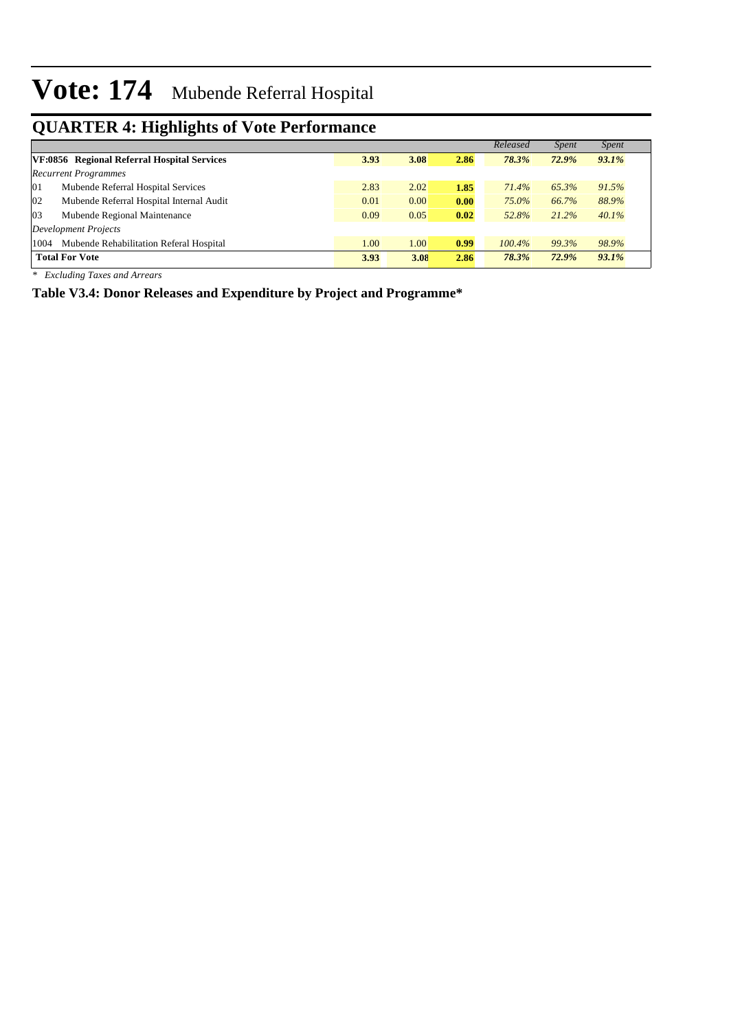# Vote: 174 Mubende Referral Hospital

## QUARTER 4: Highlights of Vote Performance

| | | | | Released | Spent | Spent |
|---|---|---|---|---|---|---|
| **VF:0856 Regional Referral Hospital Services** | **3.93** | **3.08** | **2.86** | ***78.3%*** | ***72.9%*** | ***93.1%*** |
| *Recurrent Programmes* | | | | | | |
| 01 Mubende Referral Hospital Services | 2.83 | 2.02 | **1.85** | *71.4%* | *65.3%* | *91.5%* |
| 02 Mubende Referral Hospital Internal Audit | 0.01 | 0.00 | **0.00** | *75.0%* | *66.7%* | *88.9%* |
| 03 Mubende Regional Maintenance | 0.09 | 0.05 | **0.02** | *52.8%* | *21.2%* | *40.1%* |
| *Development Projects* | | | | | | |
| 1004 Mubende Rehabilitation Referal Hospital | 1.00 | 1.00 | **0.99** | *100.4%* | *99.3%* | *98.9%* |
| **Total For Vote** | **3.93** | **3.08** | **2.86** | ***78.3%*** | ***72.9%*** | ***93.1%*** |

*\* Excluding Taxes and Arrears*

**Table V3.4: Donor Releases and Expenditure by Project and Programme***